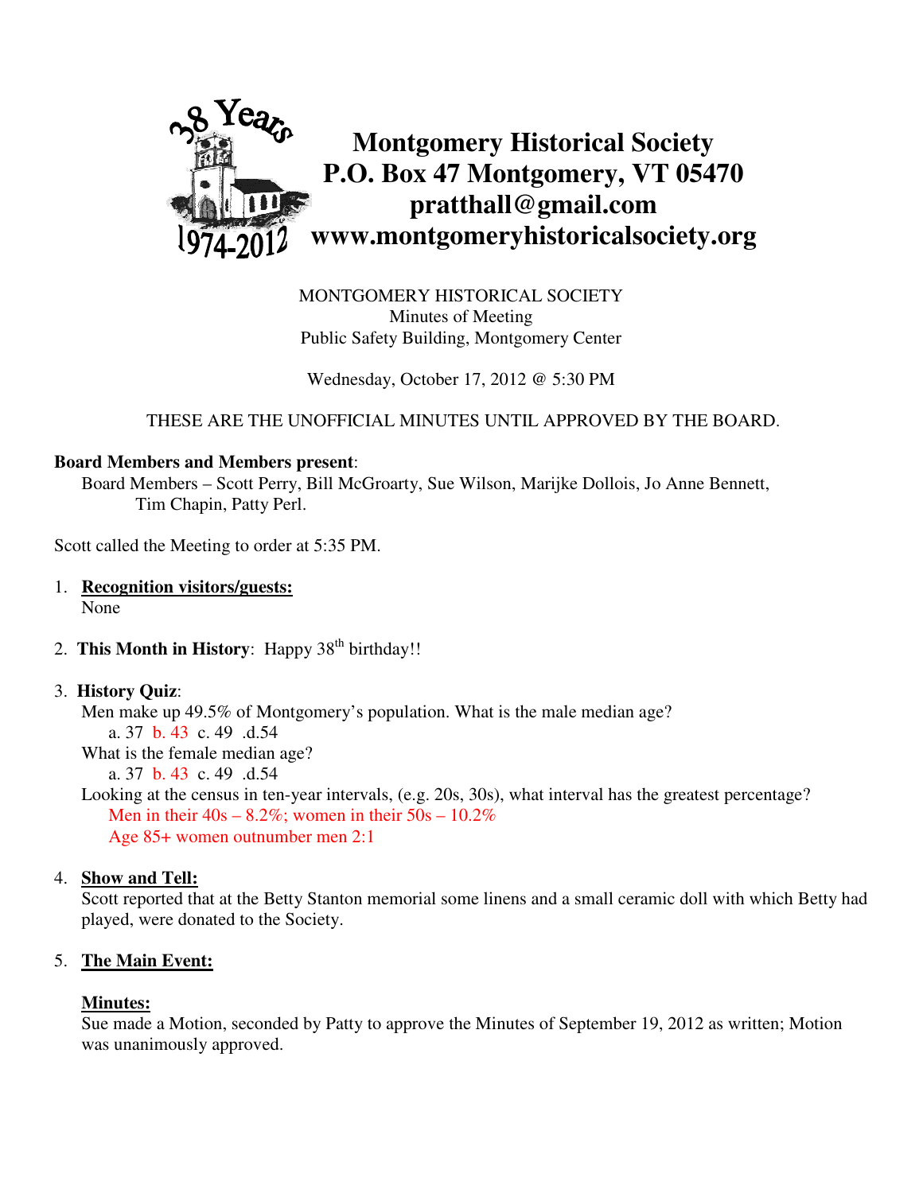# Montgomery Historical Society
## P.O. Box 47 Montgomery, VT 05470
## pratthall@gmail.com
## www.montgomeryhistoricalsociety.org

MONTGOMERY HISTORICAL SOCIETY
Minutes of Meeting
Public Safety Building, Montgomery Center

Wednesday, October 17, 2012 @ 5:30 PM

THESE ARE THE UNOFFICIAL MINUTES UNTIL APPROVED BY THE BOARD.

**Board Members and Members present**:
Board Members – Scott Perry, Bill McGroarty, Sue Wilson, Marijke Dollois, Jo Anne Bennett, Tim Chapin, Patty Perl.

Scott called the Meeting to order at 5:35 PM.

1. **Recognition visitors/guests:**
   None

2. **This Month in History**: Happy 38th birthday!!

3. **History Quiz**:
   Men make up 49.5% of Montgomery's population. What is the male median age?
   a. 37 b. 43 c. 49 .d.54
   What is the female median age?
   a. 37 b. 43 c. 49 .d.54
   Looking at the census in ten-year intervals, (e.g. 20s, 30s), what interval has the greatest percentage?
   Men in their 40s – 8.2%; women in their 50s – 10.2%
   Age 85+ women outnumber men 2:1

4. **Show and Tell:**
   Scott reported that at the Betty Stanton memorial some linens and a small ceramic doll with which Betty had played, were donated to the Society.

5. **The Main Event:**

   **Minutes:**
   Sue made a Motion, seconded by Patty to approve the Minutes of September 19, 2012 as written; Motion was unanimously approved.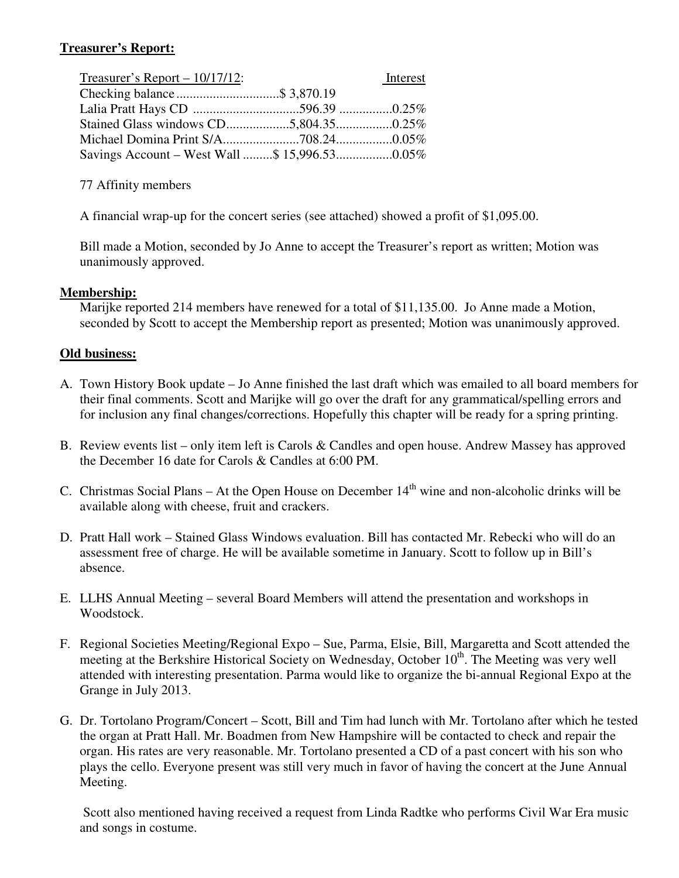**Treasurer's Report:**

| Treasurer's Report – 10/17/12: | | Interest |
|---|---|---|
| Checking balance | $ 3,870.19 | |
| Lalia Pratt Hays CD | 596.39 | 0.25% |
| Stained Glass windows CD | 5,804.35 | 0.25% |
| Michael Domina Print S/A | 708.24 | 0.05% |
| Savings Account – West Wall | $ 15,996.53 | 0.05% |

77 Affinity members

A financial wrap-up for the concert series (see attached) showed a profit of $1,095.00.

Bill made a Motion, seconded by Jo Anne to accept the Treasurer's report as written; Motion was unanimously approved.

**Membership:**

Marijke reported 214 members have renewed for a total of $11,135.00. Jo Anne made a Motion, seconded by Scott to accept the Membership report as presented; Motion was unanimously approved.

**Old business:**

A. Town History Book update – Jo Anne finished the last draft which was emailed to all board members for their final comments. Scott and Marijke will go over the draft for any grammatical/spelling errors and for inclusion any final changes/corrections. Hopefully this chapter will be ready for a spring printing.

B. Review events list – only item left is Carols & Candles and open house. Andrew Massey has approved the December 16 date for Carols & Candles at 6:00 PM.

C. Christmas Social Plans – At the Open House on December 14th wine and non-alcoholic drinks will be available along with cheese, fruit and crackers.

D. Pratt Hall work – Stained Glass Windows evaluation. Bill has contacted Mr. Rebecki who will do an assessment free of charge. He will be available sometime in January. Scott to follow up in Bill's absence.

E. LLHS Annual Meeting – several Board Members will attend the presentation and workshops in Woodstock.

F. Regional Societies Meeting/Regional Expo – Sue, Parma, Elsie, Bill, Margaretta and Scott attended the meeting at the Berkshire Historical Society on Wednesday, October 10th. The Meeting was very well attended with interesting presentation. Parma would like to organize the bi-annual Regional Expo at the Grange in July 2013.

G. Dr. Tortolano Program/Concert – Scott, Bill and Tim had lunch with Mr. Tortolano after which he tested the organ at Pratt Hall. Mr. Boadmen from New Hampshire will be contacted to check and repair the organ. His rates are very reasonable. Mr. Tortolano presented a CD of a past concert with his son who plays the cello. Everyone present was still very much in favor of having the concert at the June Annual Meeting.

Scott also mentioned having received a request from Linda Radtke who performs Civil War Era music and songs in costume.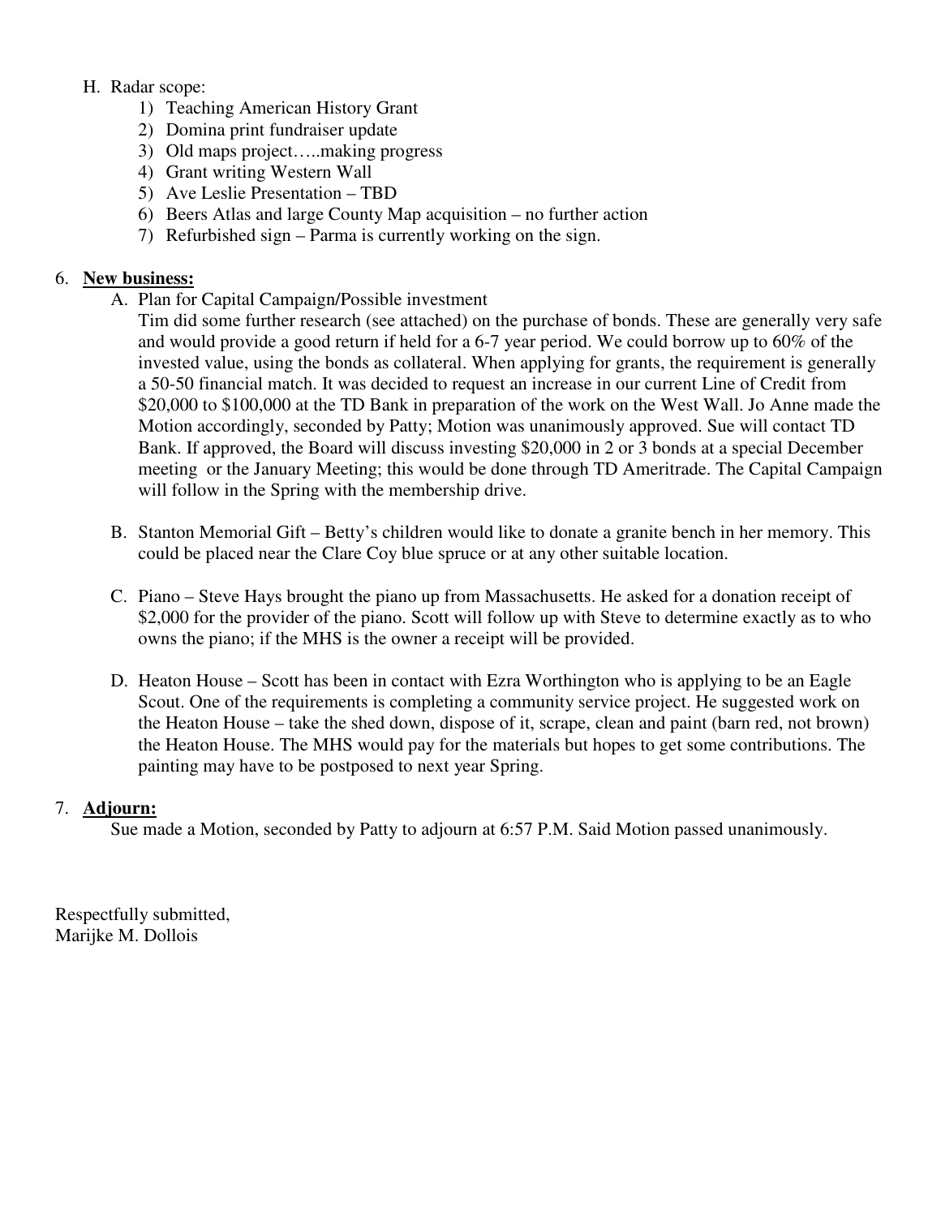H. Radar scope:
   1) Teaching American History Grant
   2) Domina print fundraiser update
   3) Old maps project…..making progress
   4) Grant writing Western Wall
   5) Ave Leslie Presentation – TBD
   6) Beers Atlas and large County Map acquisition – no further action
   7) Refurbished sign – Parma is currently working on the sign.

6. **New business:**

   A. Plan for Capital Campaign/Possible investment
   Tim did some further research (see attached) on the purchase of bonds. These are generally very safe and would provide a good return if held for a 6-7 year period. We could borrow up to 60% of the invested value, using the bonds as collateral. When applying for grants, the requirement is generally a 50-50 financial match. It was decided to request an increase in our current Line of Credit from $20,000 to $100,000 at the TD Bank in preparation of the work on the West Wall. Jo Anne made the Motion accordingly, seconded by Patty; Motion was unanimously approved. Sue will contact TD Bank. If approved, the Board will discuss investing $20,000 in 2 or 3 bonds at a special December meeting or the January Meeting; this would be done through TD Ameritrade. The Capital Campaign will follow in the Spring with the membership drive.

   B. Stanton Memorial Gift – Betty's children would like to donate a granite bench in her memory. This could be placed near the Clare Coy blue spruce or at any other suitable location.

   C. Piano – Steve Hays brought the piano up from Massachusetts. He asked for a donation receipt of $2,000 for the provider of the piano. Scott will follow up with Steve to determine exactly as to who owns the piano; if the MHS is the owner a receipt will be provided.

   D. Heaton House – Scott has been in contact with Ezra Worthington who is applying to be an Eagle Scout. One of the requirements is completing a community service project. He suggested work on the Heaton House – take the shed down, dispose of it, scrape, clean and paint (barn red, not brown) the Heaton House. The MHS would pay for the materials but hopes to get some contributions. The painting may have to be postposed to next year Spring.

7. **Adjourn:**
   Sue made a Motion, seconded by Patty to adjourn at 6:57 P.M. Said Motion passed unanimously.

Respectfully submitted,
Marijke M. Dollois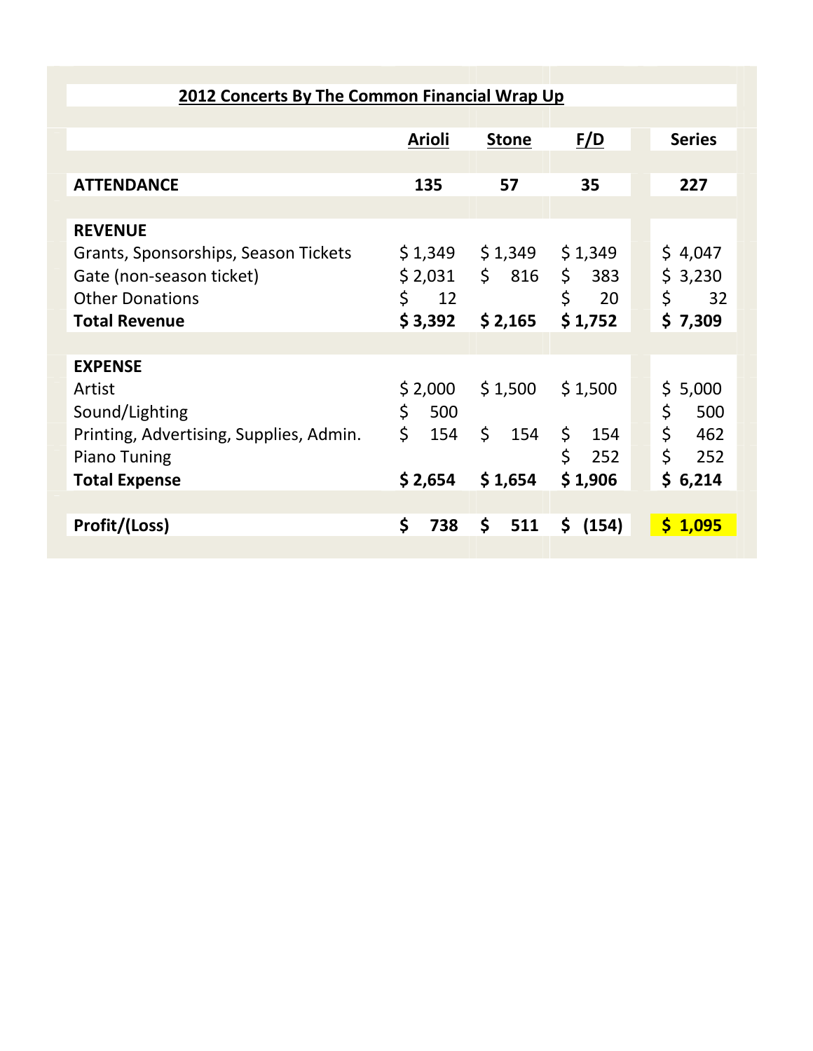## 2012 Concerts By The Common Financial Wrap Up

| | Arioli | Stone | F/D | Series |
|---|---|---|---|---|
| **ATTENDANCE** | **135** | **57** | **35** | **227** |
| | | | | |
| **REVENUE** | | | | |
| Grants, Sponsorships, Season Tickets | $ 1,349 | $ 1,349 | $ 1,349 | $ 4,047 |
| Gate (non-season ticket) | $ 2,031 | $ 816 | $ 383 | $ 3,230 |
| Other Donations | $ 12 | | $ 20 | $ 32 |
| **Total Revenue** | **$ 3,392** | **$ 2,165** | **$ 1,752** | **$ 7,309** |
| | | | | |
| **EXPENSE** | | | | |
| Artist | $ 2,000 | $ 1,500 | $ 1,500 | $ 5,000 |
| Sound/Lighting | $ 500 | | | $ 500 |
| Printing, Advertising, Supplies, Admin. | $ 154 | $ 154 | $ 154 | $ 462 |
| Piano Tuning | | | $ 252 | $ 252 |
| **Total Expense** | **$ 2,654** | **$ 1,654** | **$ 1,906** | **$ 6,214** |
| | | | | |
| **Profit/(Loss)** | **$ 738** | **$ 511** | **$ (154)** | **$ 1,095** |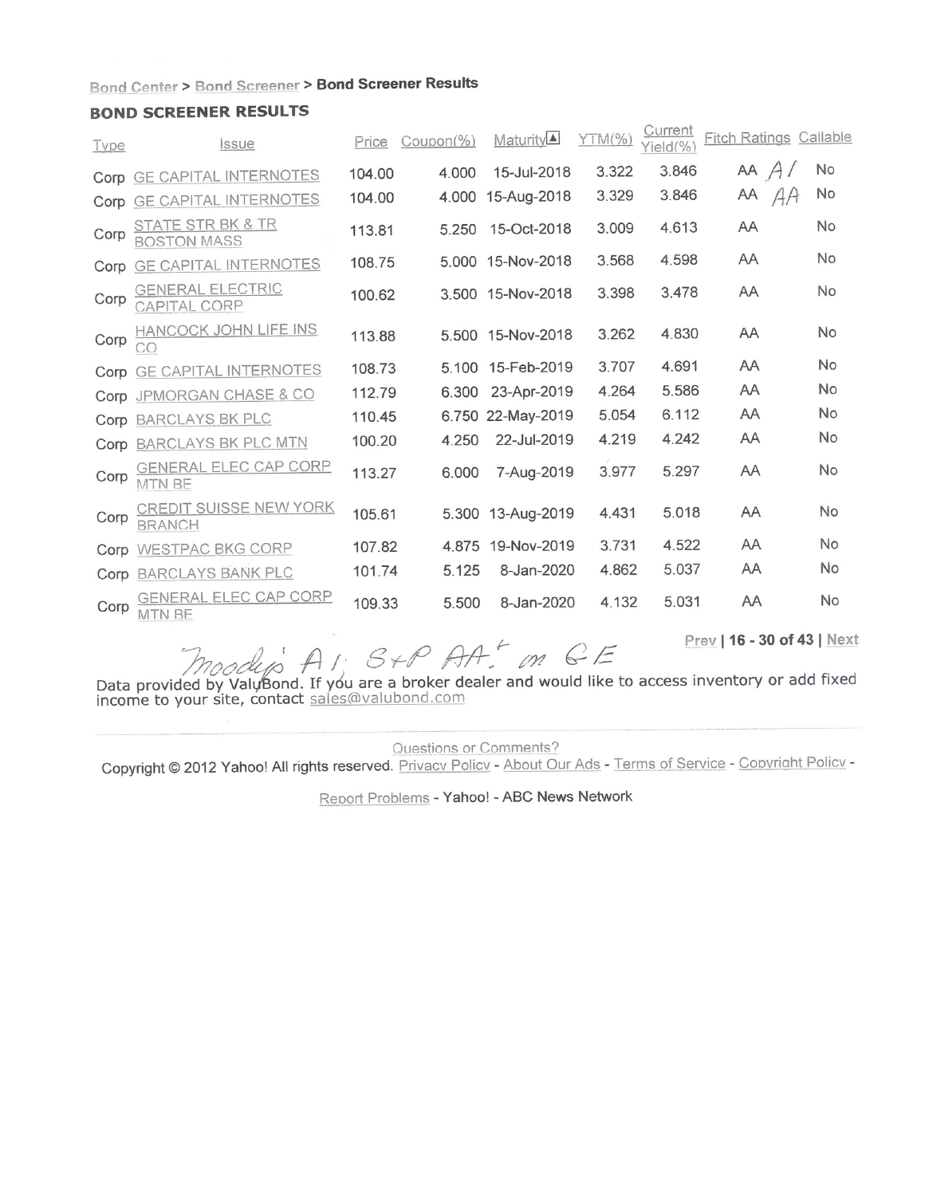Bond Center > Bond Screener > **Bond Screener Results**

**BOND SCREENER RESULTS**

| Type | Issue | Price | Coupon(%) | Maturity | YTM(%) | Current Yield(%) | Fitch Ratings | Callable |
|---|---|---|---|---|---|---|---|---|
| Corp | GE CAPITAL INTERNOTES | 104.00 | 4.000 | 15-Jul-2018 | 3.322 | 3.846 | AA A/ | No |
| Corp | GE CAPITAL INTERNOTES | 104.00 | 4.000 | 15-Aug-2018 | 3.329 | 3.846 | AA AA | No |
| Corp | STATE STR BK & TR BOSTON MASS | 113.81 | 5.250 | 15-Oct-2018 | 3.009 | 4.613 | AA | No |
| Corp | GE CAPITAL INTERNOTES | 108.75 | 5.000 | 15-Nov-2018 | 3.568 | 4.598 | AA | No |
| Corp | GENERAL ELECTRIC CAPITAL CORP | 100.62 | 3.500 | 15-Nov-2018 | 3.398 | 3.478 | AA | No |
| Corp | HANCOCK JOHN LIFE INS CO | 113.88 | 5.500 | 15-Nov-2018 | 3.262 | 4.830 | AA | No |
| Corp | GE CAPITAL INTERNOTES | 108.73 | 5.100 | 15-Feb-2019 | 3.707 | 4.691 | AA | No |
| Corp | JPMORGAN CHASE & CO | 112.79 | 6.300 | 23-Apr-2019 | 4.264 | 5.586 | AA | No |
| Corp | BARCLAYS BK PLC | 110.45 | 6.750 | 22-May-2019 | 5.054 | 6.112 | AA | No |
| Corp | BARCLAYS BK PLC MTN | 100.20 | 4.250 | 22-Jul-2019 | 4.219 | 4.242 | AA | No |
| Corp | GENERAL ELEC CAP CORP MTN BE | 113.27 | 6.000 | 7-Aug-2019 | 3.977 | 5.297 | AA | No |
| Corp | CREDIT SUISSE NEW YORK BRANCH | 105.61 | 5.300 | 13-Aug-2019 | 4.431 | 5.018 | AA | No |
| Corp | WESTPAC BKG CORP | 107.82 | 4.875 | 19-Nov-2019 | 3.731 | 4.522 | AA | No |
| Corp | BARCLAYS BANK PLC | 101.74 | 5.125 | 8-Jan-2020 | 4.862 | 5.037 | AA | No |
| Corp | GENERAL ELEC CAP CORP MTN BE | 109.33 | 5.500 | 8-Jan-2020 | 4.132 | 5.031 | AA | No |

Prev | 16 - 30 of 43 | Next

*Moody's A1; S+P AA+ on GE*

Data provided by ValuBond. If you are a broker dealer and would like to access inventory or add fixed income to your site, contact sales@valubond.com

Questions or Comments?

Copyright © 2012 Yahoo! All rights reserved. Privacy Policy - About Our Ads - Terms of Service - Copyright Policy - Report Problems - Yahoo! - ABC News Network